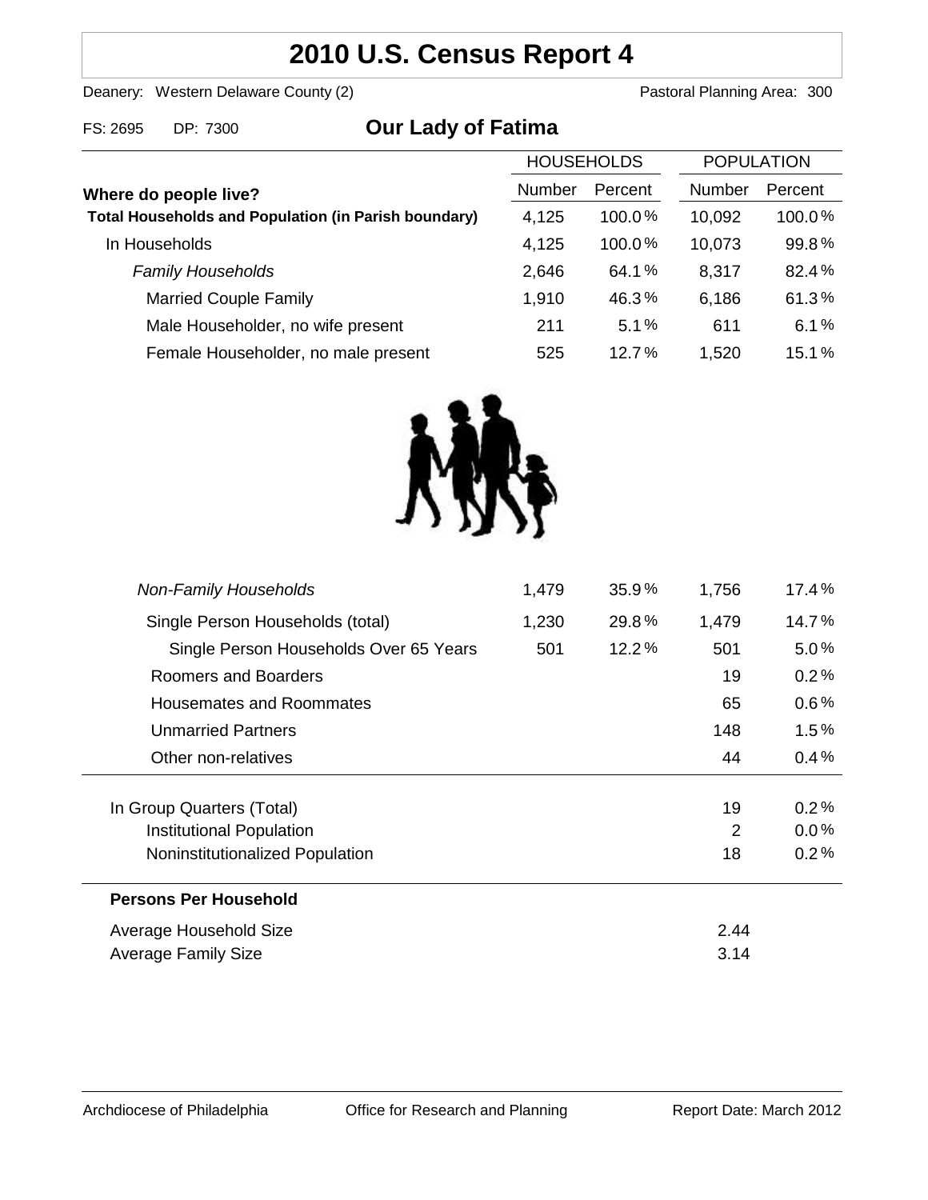# 2010 U.S. Census Report 4

Deanery: Western Delaware County (2) Pastoral Planning Area: 300

FS: 2695 DP: 7300

## Our Lady of Fatima

| Where do people live? | HOUSEHOLDS Number | HOUSEHOLDS Percent | POPULATION Number | POPULATION Percent |
|---|---|---|---|---|
| **Total Households and Population (in Parish boundary)** | 4,125 | 100.0% | 10,092 | 100.0% |
| In Households | 4,125 | 100.0% | 10,073 | 99.8% |
| *Family Households* | 2,646 | 64.1% | 8,317 | 82.4% |
| Married Couple Family | 1,910 | 46.3% | 6,186 | 61.3% |
| Male Householder, no wife present | 211 | 5.1% | 611 | 6.1% |
| Female Householder, no male present | 525 | 12.7% | 1,520 | 15.1% |
| *Non-Family Households* | 1,479 | 35.9% | 1,756 | 17.4% |
| Single Person Households (total) | 1,230 | 29.8% | 1,479 | 14.7% |
| Single Person Households Over 65 Years | 501 | 12.2% | 501 | 5.0% |
| Roomers and Boarders | | | 19 | 0.2% |
| Housemates and Roommates | | | 65 | 0.6% |
| Unmarried Partners | | | 148 | 1.5% |
| Other non-relatives | | | 44 | 0.4% |
| In Group Quarters (Total) | | | 19 | 0.2% |
| Institutional Population | | | 2 | 0.0% |
| Noninstitutionalized Population | | | 18 | 0.2% |

**Persons Per Household**

| | |
|---|---|
| Average Household Size | 2.44 |
| Average Family Size | 3.14 |

Archdiocese of Philadelphia Office for Research and Planning Report Date: March 2012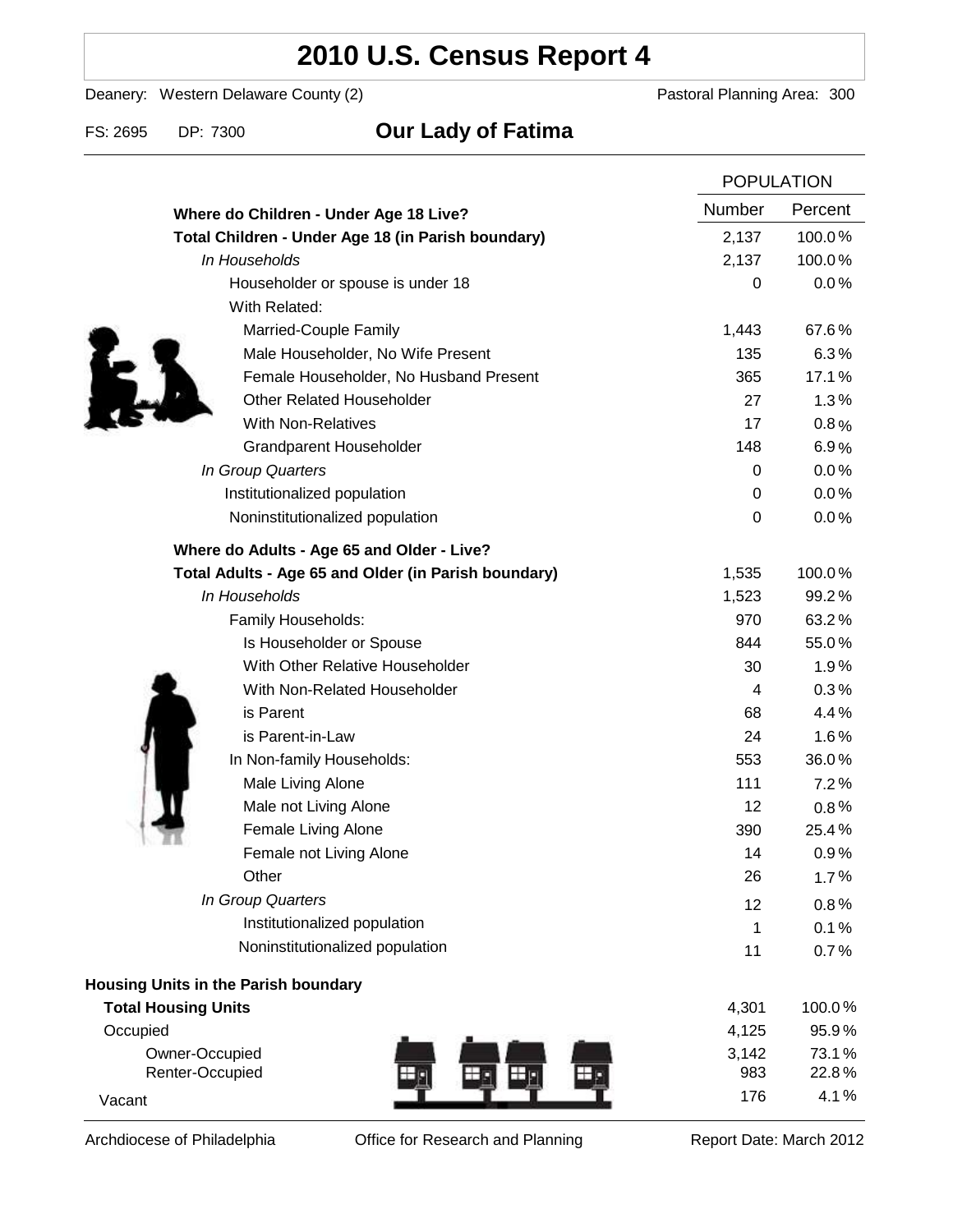# 2010 U.S. Census Report 4

Deanery: Western Delaware County (2) Pastoral Planning Area: 300

FS: 2695 DP: 7300 **Our Lady of Fatima**

| | POPULATION | |
|---|---|---|
| | Number | Percent |
| **Where do Children - Under Age 18 Live?** | | |
| **Total Children - Under Age 18 (in Parish boundary)** | 2,137 | 100.0% |
| *In Households* | 2,137 | 100.0% |
| Householder or spouse is under 18 | 0 | 0.0% |
| With Related: | | |
| Married-Couple Family | 1,443 | 67.6% |
| Male Householder, No Wife Present | 135 | 6.3% |
| Female Householder, No Husband Present | 365 | 17.1% |
| Other Related Householder | 27 | 1.3% |
| With Non-Relatives | 17 | 0.8% |
| Grandparent Householder | 148 | 6.9% |
| *In Group Quarters* | 0 | 0.0% |
| Institutionalized population | 0 | 0.0% |
| Noninstitutionalized population | 0 | 0.0% |
| **Where do Adults - Age 65 and Older - Live?** | | |
| **Total Adults - Age 65 and Older (in Parish boundary)** | 1,535 | 100.0% |
| *In Households* | 1,523 | 99.2% |
| Family Households: | 970 | 63.2% |
| Is Householder or Spouse | 844 | 55.0% |
| With Other Relative Householder | 30 | 1.9% |
| With Non-Related Householder | 4 | 0.3% |
| is Parent | 68 | 4.4% |
| is Parent-in-Law | 24 | 1.6% |
| In Non-family Households: | 553 | 36.0% |
| Male Living Alone | 111 | 7.2% |
| Male not Living Alone | 12 | 0.8% |
| Female Living Alone | 390 | 25.4% |
| Female not Living Alone | 14 | 0.9% |
| Other | 26 | 1.7% |
| *In Group Quarters* | 12 | 0.8% |
| Institutionalized population | 1 | 0.1% |
| Noninstitutionalized population | 11 | 0.7% |
| **Housing Units in the Parish boundary** | | |
| **Total Housing Units** | 4,301 | 100.0% |
| Occupied | 4,125 | 95.9% |
| Owner-Occupied | 3,142 | 73.1% |
| Renter-Occupied | 983 | 22.8% |
| Vacant | 176 | 4.1% |

Archdiocese of Philadelphia Office for Research and Planning Report Date: March 2012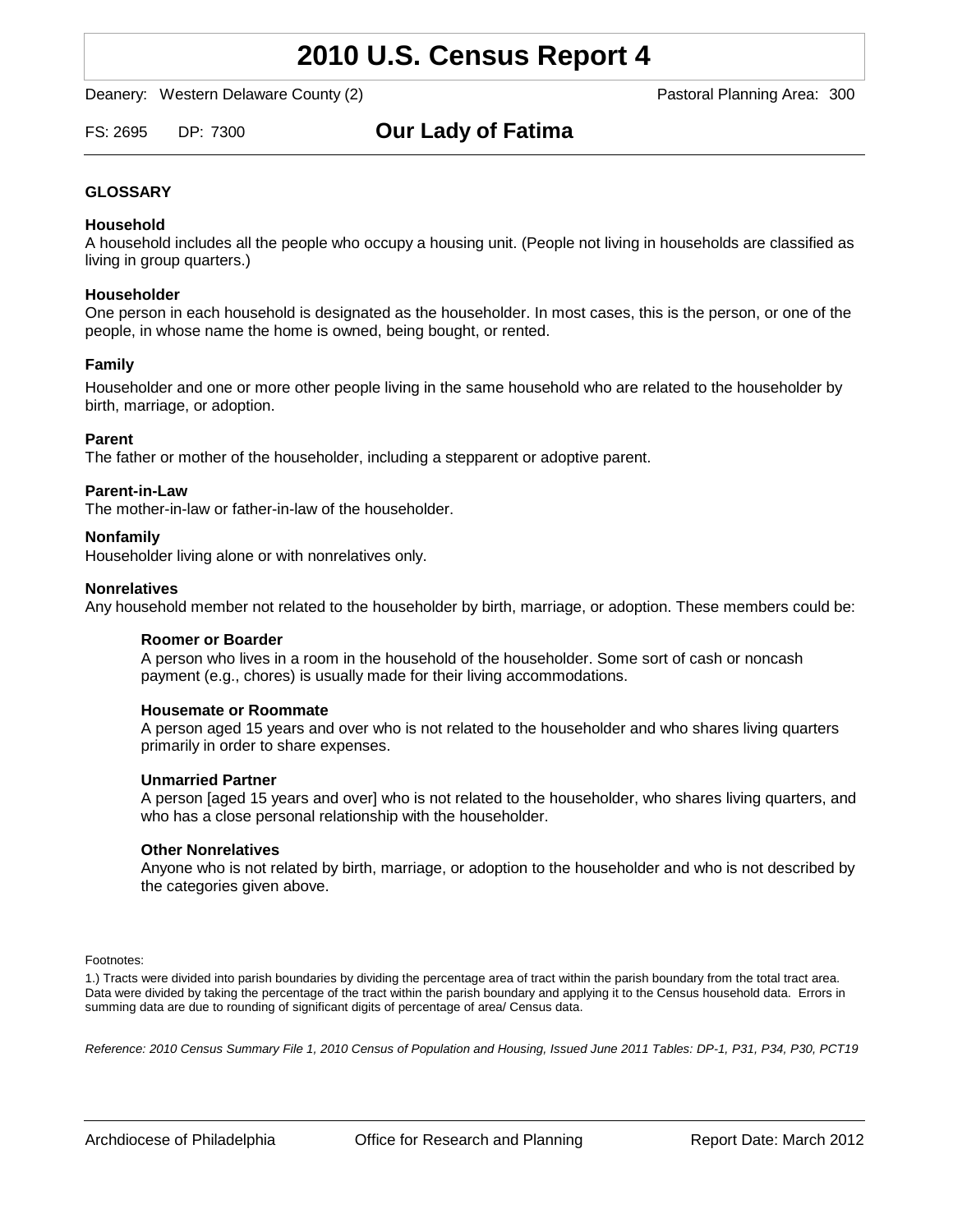# 2010 U.S. Census Report 4

Deanery: Western Delaware County (2) Pastoral Planning Area: 300

FS: 2695 DP: 7300 **Our Lady of Fatima**

## GLOSSARY

**Household**
A household includes all the people who occupy a housing unit. (People not living in households are classified as living in group quarters.)

**Householder**
One person in each household is designated as the householder. In most cases, this is the person, or one of the people, in whose name the home is owned, being bought, or rented.

**Family**
Householder and one or more other people living in the same household who are related to the householder by birth, marriage, or adoption.

**Parent**
The father or mother of the householder, including a stepparent or adoptive parent.

**Parent-in-Law**
The mother-in-law or father-in-law of the householder.

**Nonfamily**
Householder living alone or with nonrelatives only.

**Nonrelatives**
Any household member not related to the householder by birth, marriage, or adoption. These members could be:

> **Roomer or Boarder**
> A person who lives in a room in the household of the householder. Some sort of cash or noncash payment (e.g., chores) is usually made for their living accommodations.
>
> **Housemate or Roommate**
> A person aged 15 years and over who is not related to the householder and who shares living quarters primarily in order to share expenses.
>
> **Unmarried Partner**
> A person [aged 15 years and over] who is not related to the householder, who shares living quarters, and who has a close personal relationship with the householder.
>
> **Other Nonrelatives**
> Anyone who is not related by birth, marriage, or adoption to the householder and who is not described by the categories given above.

Footnotes:

1.) Tracts were divided into parish boundaries by dividing the percentage area of tract within the parish boundary from the total tract area. Data were divided by taking the percentage of the tract within the parish boundary and applying it to the Census household data. Errors in summing data are due to rounding of significant digits of percentage of area/ Census data.

*Reference: 2010 Census Summary File 1, 2010 Census of Population and Housing, Issued June 2011 Tables: DP-1, P31, P34, P30, PCT19*

Archdiocese of Philadelphia Office for Research and Planning Report Date: March 2012